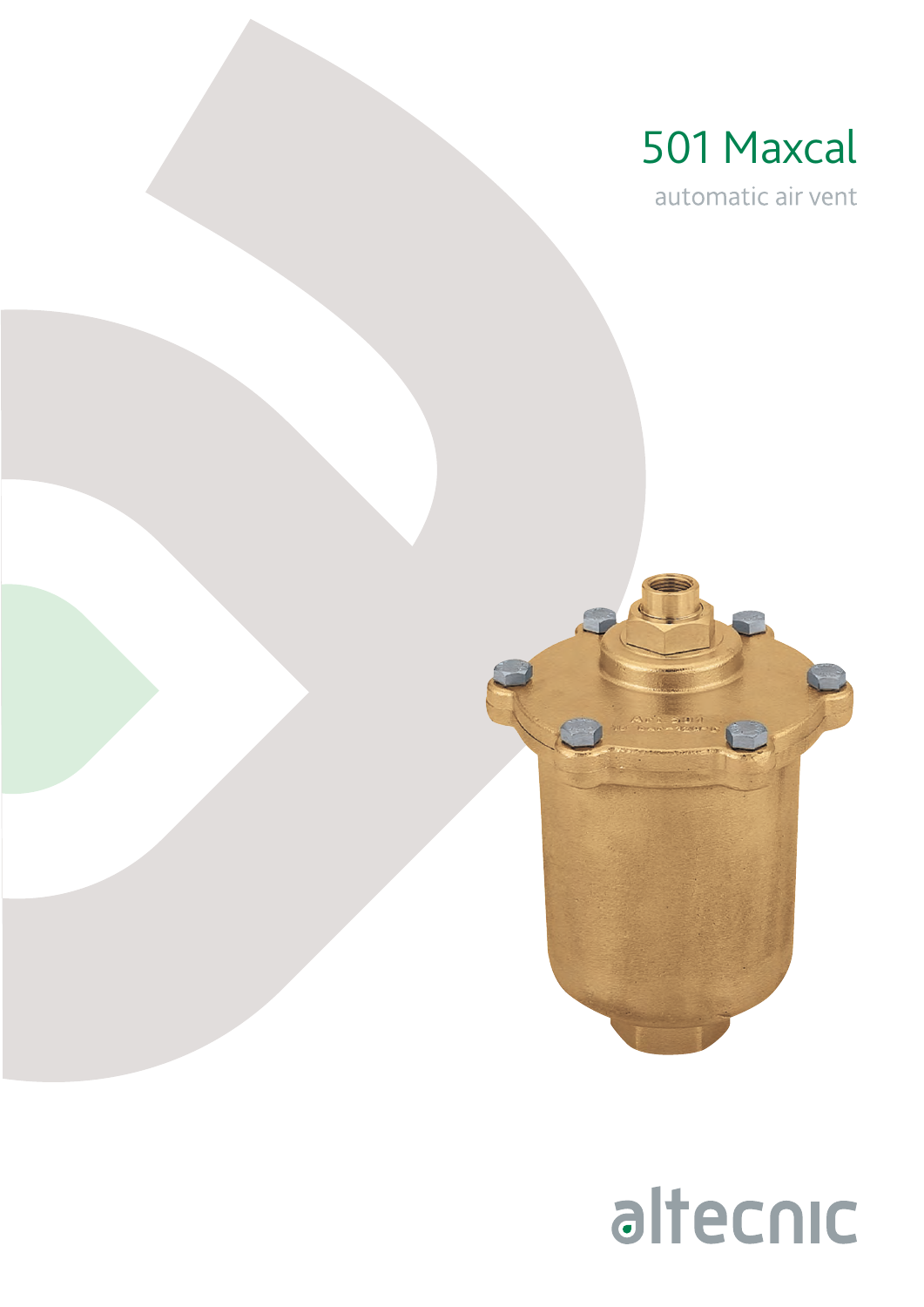# 501 Maxcal

automatic air vent

altecnic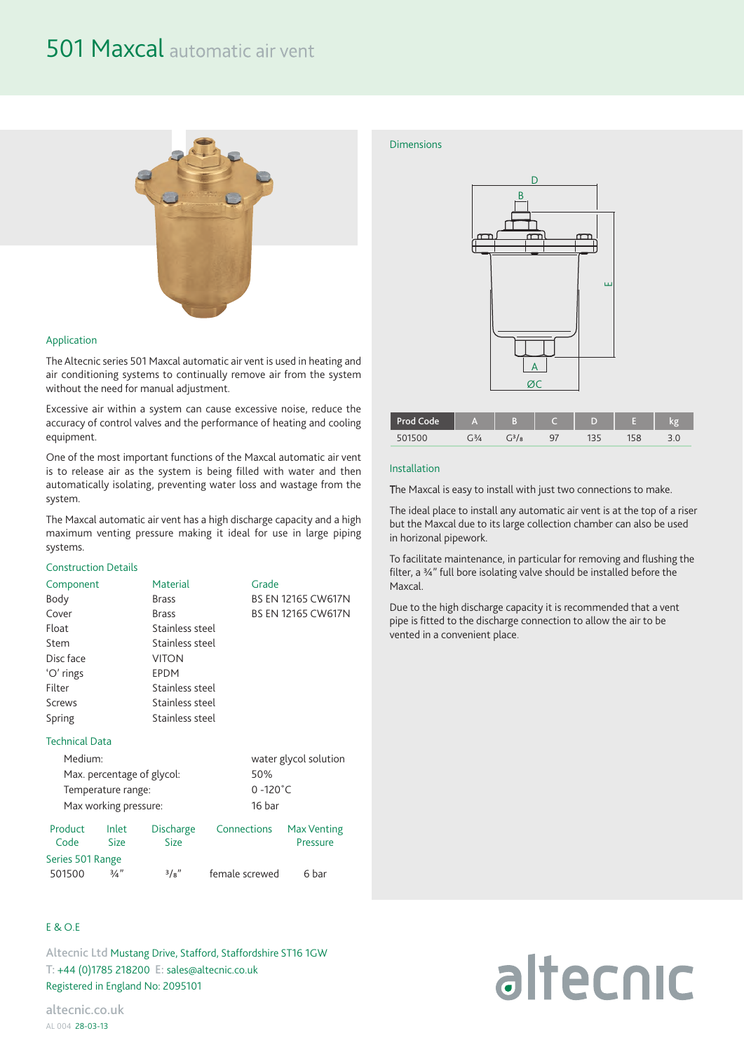# 501 Maxcal automatic air vent

## Application

The Altecnic series 501 Maxcal automatic air vent is used in heating and air conditioning systems to continually remove air from the system without the need for manual adjustment.

Excessive air within a system can cause excessive noise, reduce the accuracy of control valves and the performance of heating and cooling equipment.

One of the most important functions of the Maxcal automatic air vent is to release air as the system is being filled with water and then automatically isolating, preventing water loss and wastage from the system.

The Maxcal automatic air vent has a high discharge capacity and a high maximum venting pressure making it ideal for use in large piping systems.

### Construction Details

| Component | Material | Grade |
|---|---|---|
| Body | Brass | BS EN 12165 CW617N |
| Cover | Brass | BS EN 12165 CW617N |
| Float | Stainless steel | |
| Stem | Stainless steel | |
| Disc face | VITON | |
| 'O' rings | EPDM | |
| Filter | Stainless steel | |
| Screws | Stainless steel | |
| Spring | Stainless steel | |

### Technical Data

| | |
|---|---|
| Medium: | water glycol solution |
| Max. percentage of glycol: | 50% |
| Temperature range: | 0 -120°C |
| Max working pressure: | 16 bar |

| Product Code | Inlet Size | Discharge Size | Connections | Max Venting Pressure |
|---|---|---|---|---|
| Series 501 Range | | | | |
| 501500 | ¾" | ³/₈" | female screwed | 6 bar |

## Dimensions

D

B

E

A

ØC

| Prod Code | A | B | C | D | E | kg |
|---|---|---|---|---|---|---|
| 501500 | G¾ | G³/₈ | 97 | 135 | 158 | 3.0 |

## Installation

The Maxcal is easy to install with just two connections to make.

The ideal place to install any automatic air vent is at the top of a riser but the Maxcal due to its large collection chamber can also be used in horizonal pipework.

To facilitate maintenance, in particular for removing and flushing the filter, a ¾" full bore isolating valve should be installed before the Maxcal.

Due to the high discharge capacity it is recommended that a vent pipe is fitted to the discharge connection to allow the air to be vented in a convenient place.

E & O.E

Altecnic Ltd Mustang Drive, Stafford, Staffordshire ST16 1GW
T: +44 (0)1785 218200 E: sales@altecnic.co.uk
Registered in England No: 2095101

altecnic.co.uk

AL 004 28-03-13

altecnic